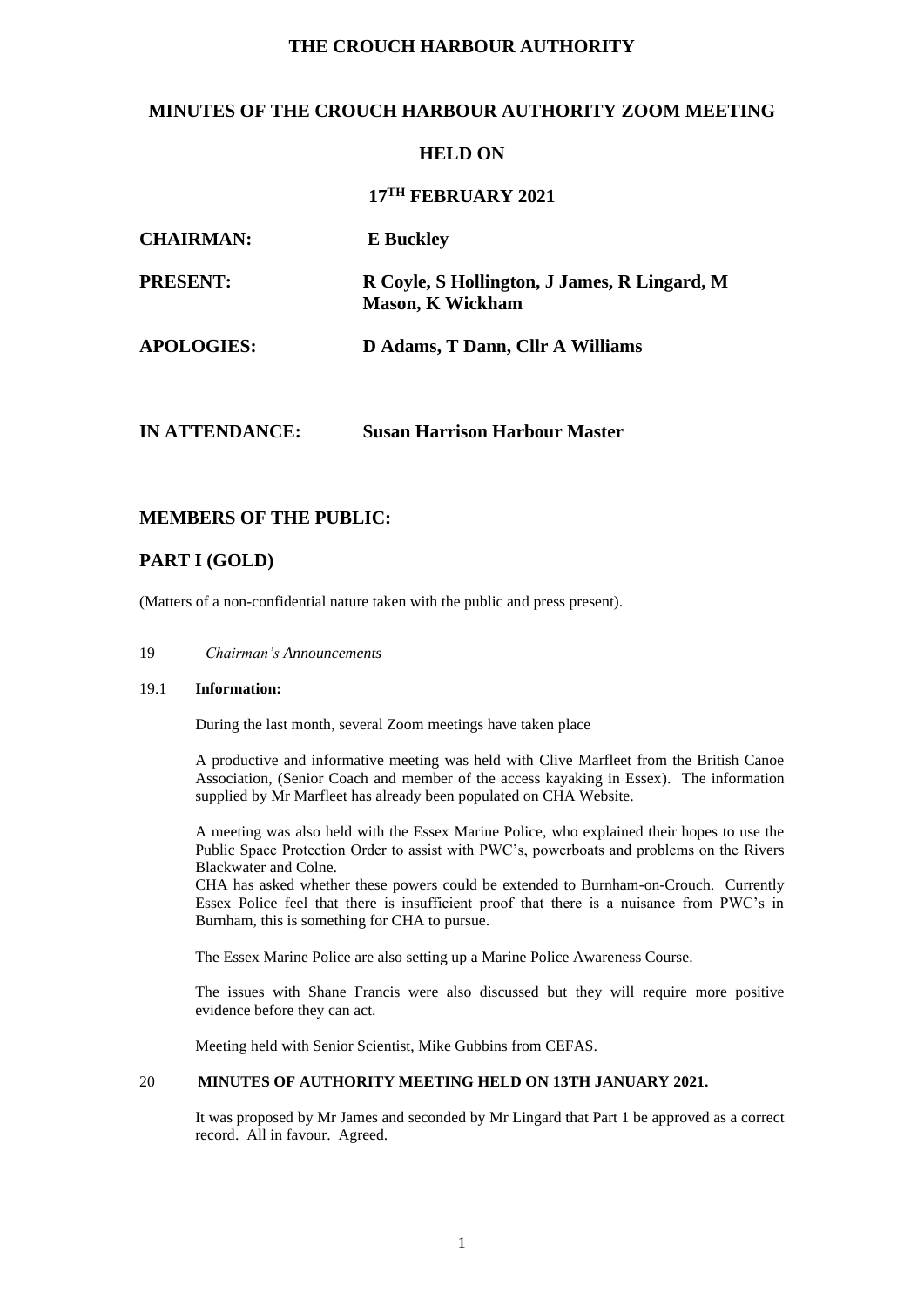# THE CROUCH HARBOUR AUTHORITY

## MINUTES OF THE CROUCH HARBOUR AUTHORITY ZOOM MEETING

## HELD ON

## 17TH FEBRUARY 2021

| | |
|---|---|
| **CHAIRMAN:** | **E Buckley** |
| **PRESENT:** | **R Coyle, S Hollington, J James, R Lingard, M Mason, K Wickham** |
| **APOLOGIES:** | **D Adams, T Dann, Cllr A Williams** |
| **IN ATTENDANCE:** | **Susan Harrison Harbour Master** |

## MEMBERS OF THE PUBLIC:

## PART I (GOLD)

(Matters of a non-confidential nature taken with the public and press present).

19 *Chairman's Announcements*

19.1 **Information:**

During the last month, several Zoom meetings have taken place

A productive and informative meeting was held with Clive Marfleet from the British Canoe Association, (Senior Coach and member of the access kayaking in Essex). The information supplied by Mr Marfleet has already been populated on CHA Website.

A meeting was also held with the Essex Marine Police, who explained their hopes to use the Public Space Protection Order to assist with PWC's, powerboats and problems on the Rivers Blackwater and Colne.

CHA has asked whether these powers could be extended to Burnham-on-Crouch. Currently Essex Police feel that there is insufficient proof that there is a nuisance from PWC's in Burnham, this is something for CHA to pursue.

The Essex Marine Police are also setting up a Marine Police Awareness Course.

The issues with Shane Francis were also discussed but they will require more positive evidence before they can act.

Meeting held with Senior Scientist, Mike Gubbins from CEFAS.

20 **MINUTES OF AUTHORITY MEETING HELD ON 13TH JANUARY 2021.**

It was proposed by Mr James and seconded by Mr Lingard that Part 1 be approved as a correct record. All in favour. Agreed.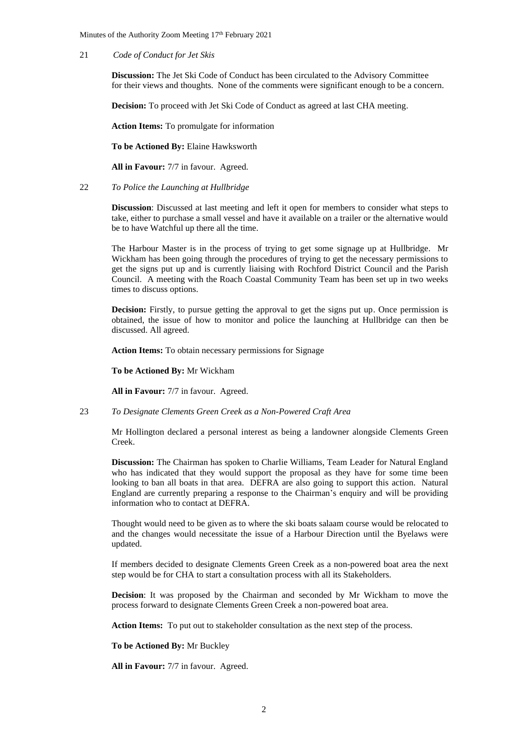21 *Code of Conduct for Jet Skis*

**Discussion:** The Jet Ski Code of Conduct has been circulated to the Advisory Committee for their views and thoughts. None of the comments were significant enough to be a concern.

**Decision:** To proceed with Jet Ski Code of Conduct as agreed at last CHA meeting.

**Action Items:** To promulgate for information

**To be Actioned By:** Elaine Hawksworth

**All in Favour:** 7/7 in favour. Agreed.

22 *To Police the Launching at Hullbridge*

**Discussion**: Discussed at last meeting and left it open for members to consider what steps to take, either to purchase a small vessel and have it available on a trailer or the alternative would be to have Watchful up there all the time.

The Harbour Master is in the process of trying to get some signage up at Hullbridge. Mr Wickham has been going through the procedures of trying to get the necessary permissions to get the signs put up and is currently liaising with Rochford District Council and the Parish Council. A meeting with the Roach Coastal Community Team has been set up in two weeks times to discuss options.

**Decision:** Firstly, to pursue getting the approval to get the signs put up. Once permission is obtained, the issue of how to monitor and police the launching at Hullbridge can then be discussed. All agreed.

**Action Items:** To obtain necessary permissions for Signage

**To be Actioned By:** Mr Wickham

**All in Favour:** 7/7 in favour. Agreed.

23 *To Designate Clements Green Creek as a Non-Powered Craft Area*

Mr Hollington declared a personal interest as being a landowner alongside Clements Green Creek.

**Discussion:** The Chairman has spoken to Charlie Williams, Team Leader for Natural England who has indicated that they would support the proposal as they have for some time been looking to ban all boats in that area. DEFRA are also going to support this action. Natural England are currently preparing a response to the Chairman's enquiry and will be providing information who to contact at DEFRA.

Thought would need to be given as to where the ski boats salaam course would be relocated to and the changes would necessitate the issue of a Harbour Direction until the Byelaws were updated.

If members decided to designate Clements Green Creek as a non-powered boat area the next step would be for CHA to start a consultation process with all its Stakeholders.

**Decision**: It was proposed by the Chairman and seconded by Mr Wickham to move the process forward to designate Clements Green Creek a non-powered boat area.

**Action Items:** To put out to stakeholder consultation as the next step of the process.

**To be Actioned By:** Mr Buckley

**All in Favour:** 7/7 in favour. Agreed.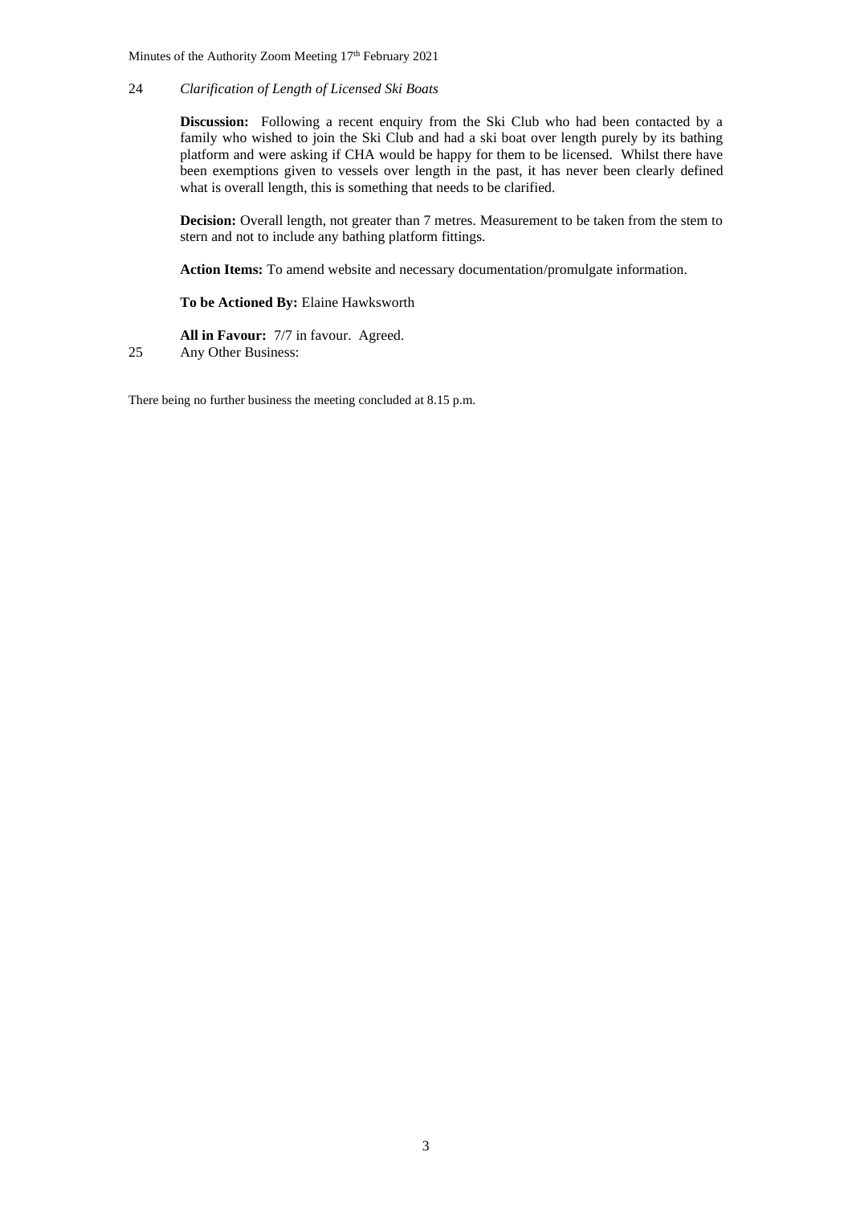24 *Clarification of Length of Licensed Ski Boats*

**Discussion:** Following a recent enquiry from the Ski Club who had been contacted by a family who wished to join the Ski Club and had a ski boat over length purely by its bathing platform and were asking if CHA would be happy for them to be licensed. Whilst there have been exemptions given to vessels over length in the past, it has never been clearly defined what is overall length, this is something that needs to be clarified.

**Decision:** Overall length, not greater than 7 metres. Measurement to be taken from the stem to stern and not to include any bathing platform fittings.

**Action Items:** To amend website and necessary documentation/promulgate information.

**To be Actioned By:** Elaine Hawksworth

**All in Favour:** 7/7 in favour. Agreed.

25 Any Other Business:

There being no further business the meeting concluded at 8.15 p.m.